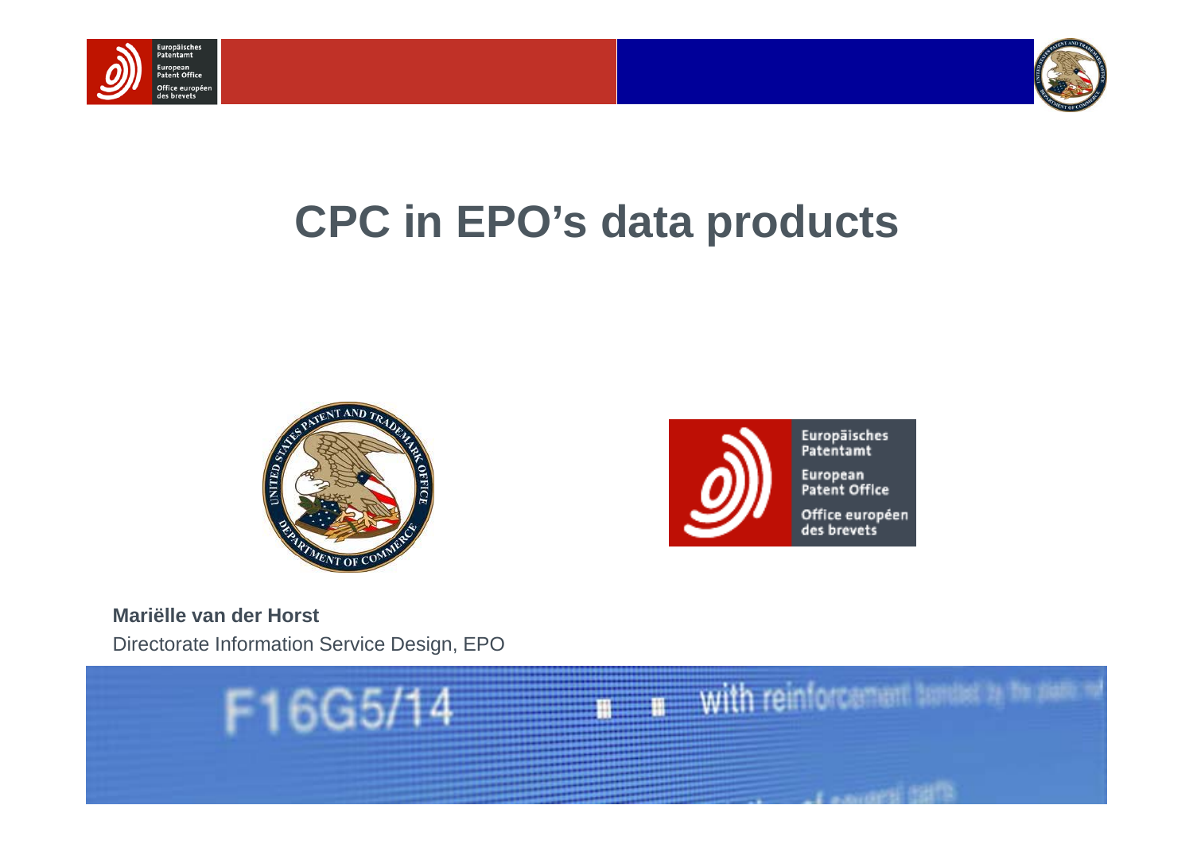# CPC in EPO's data products

**Mariëlle van der Horst**

Directorate Information Service Design, EPO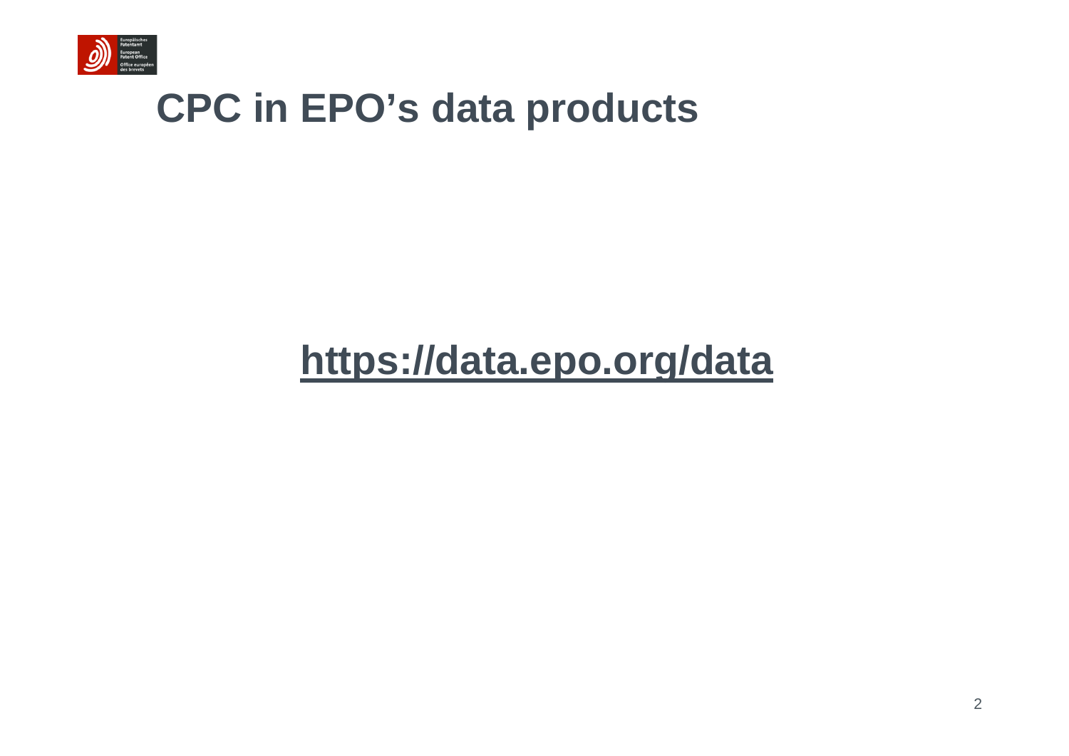# CPC in EPO's data products

**[https://data.epo.org/data](https://data.epo.org/data)**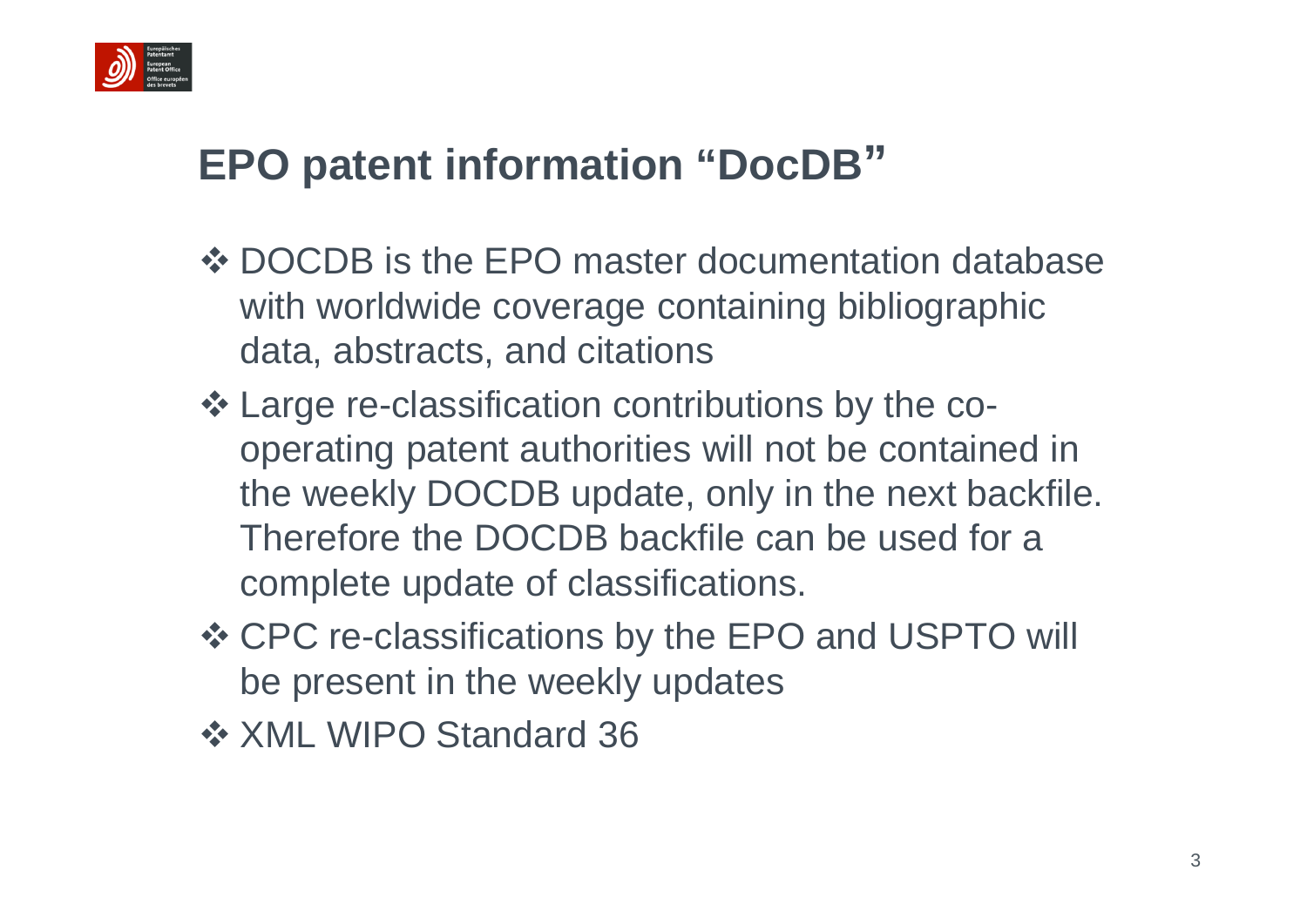# EPO patent information "DocDB"

- ❖ DOCDB is the EPO master documentation database with worldwide coverage containing bibliographic data, abstracts, and citations
- ❖ Large re-classification contributions by the co-operating patent authorities will not be contained in the weekly DOCDB update, only in the next backfile. Therefore the DOCDB backfile can be used for a complete update of classifications.
- ❖ CPC re-classifications by the EPO and USPTO will be present in the weekly updates
- ❖ XML WIPO Standard 36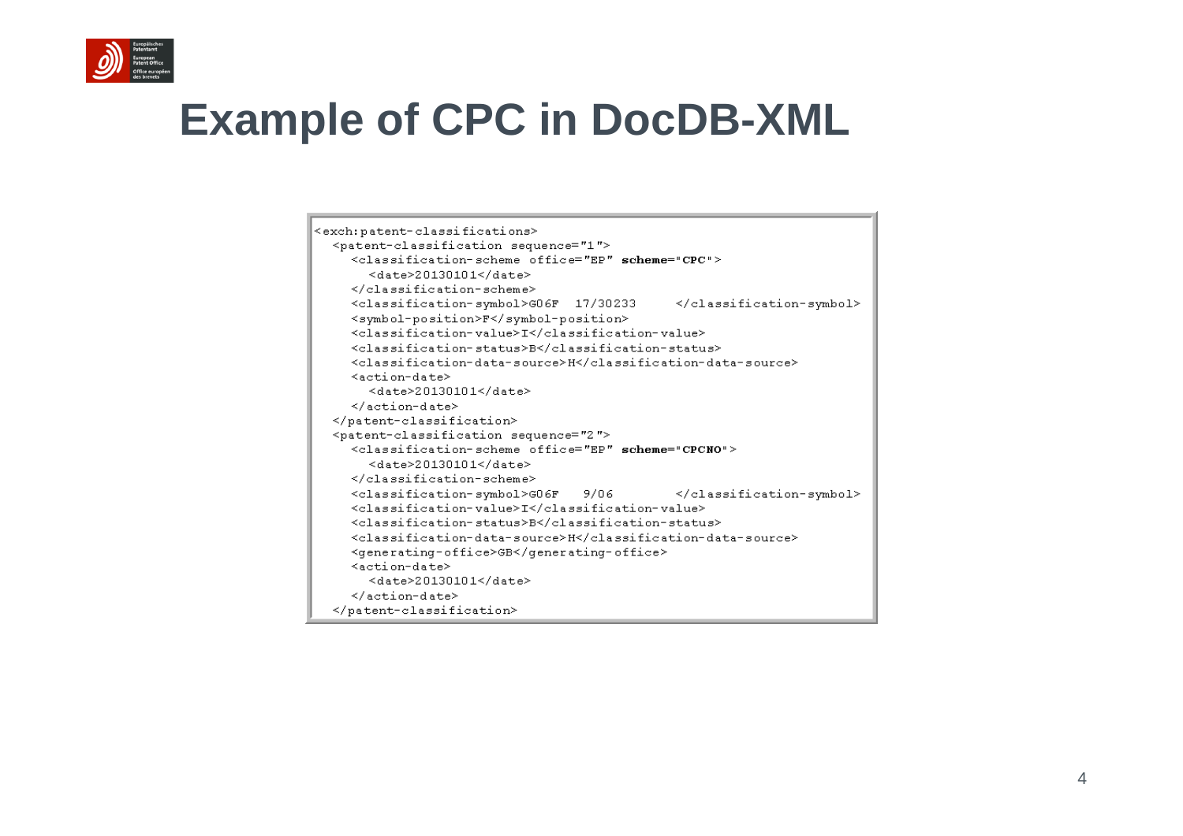# Example of CPC in DocDB-XML

```
<exch:patent-classifications>
  <patent-classification sequence="1">
    <classification-scheme office="EP" scheme="CPC">
      <date>20130101</date>
    </classification-scheme>
    <classification-symbol>G06F  17/30233     </classification-symbol>
    <symbol-position>F</symbol-position>
    <classification-value>I</classification-value>
    <classification-status>B</classification-status>
    <classification-data-source>H</classification-data-source>
    <action-date>
      <date>20130101</date>
    </action-date>
  </patent-classification>
  <patent-classification sequence="2">
    <classification-scheme office="EP" scheme="CPCNO">
      <date>20130101</date>
    </classification-scheme>
    <classification-symbol>G06F   9/06        </classification-symbol>
    <classification-value>I</classification-value>
    <classification-status>B</classification-status>
    <classification-data-source>H</classification-data-source>
    <generating-office>GB</generating-office>
    <action-date>
      <date>20130101</date>
    </action-date>
  </patent-classification>
```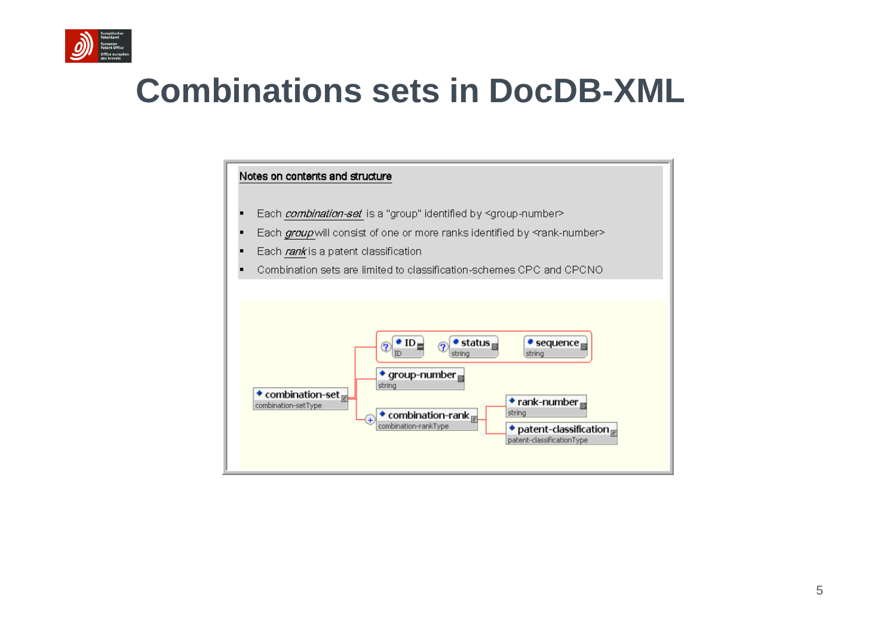# Combinations sets in DocDB-XML

Notes on contents and structure

- Each *combination-set* is a "group" identified by <group-number>
- Each *group* will consist of one or more ranks identified by <rank-number>
- Each *rank* is a patent classification
- Combination sets are limited to classification-schemes CPC and CPCNO

combination-set (combination-setType)
- ID (ID)
- status (string)
- sequence (string)
- group-number (string)
- combination-rank (combination-rankType)
  - rank-number (string)
  - patent-classification (patent-classificationType)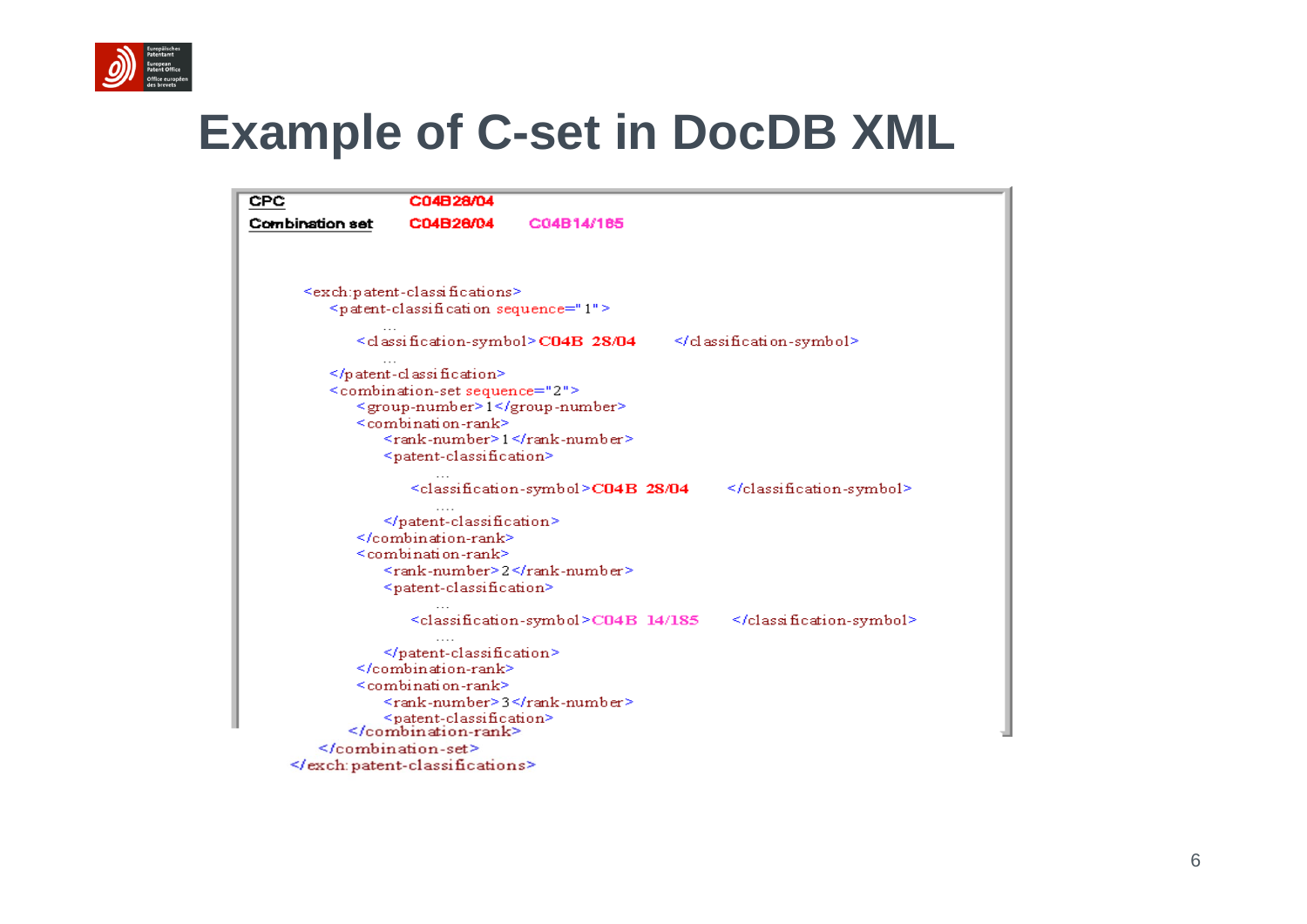# Example of C-set in DocDB XML

| CPC | C04B28/04 | |
| --- | --- | --- |
| Combination set | C04B28/04 | C04B14/185 |

```
<exch:patent-classifications>
    <patent-classification sequence="1">
        ...
        <classification-symbol>C04B 28/04        </classification-symbol>
        ...
    </patent-classification>
    <combination-set sequence="2">
        <group-number>1</group-number>
        <combination-rank>
            <rank-number>1</rank-number>
            <patent-classification>
                ...
                <classification-symbol>C04B 28/04        </classification-symbol>
                ....
            </patent-classification>
        </combination-rank>
        <combination-rank>
            <rank-number>2</rank-number>
            <patent-classification>
                ...
                <classification-symbol>C04B 14/185       </classification-symbol>
                ....
            </patent-classification>
        </combination-rank>
        <combination-rank>
            <rank-number>3</rank-number>
            <patent-classification>
        </combination-rank>
    </combination-set>
</exch:patent-classifications>
```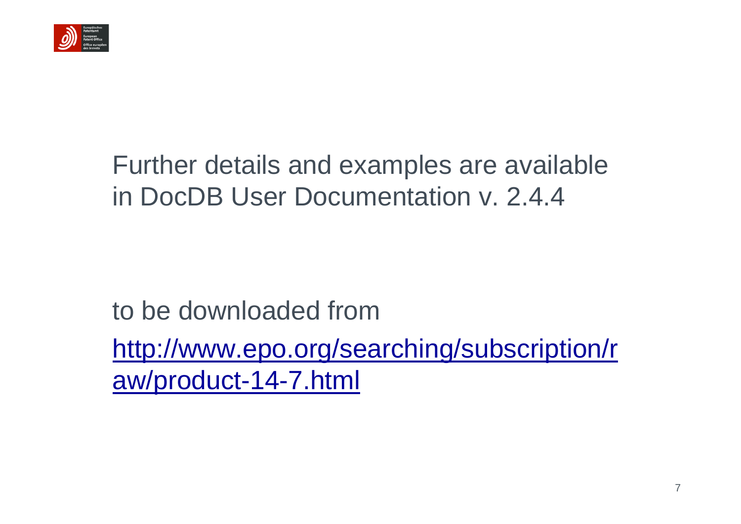Further details and examples are available in DocDB User Documentation v. 2.4.4

to be downloaded from

[http://www.epo.org/searching/subscription/raw/product-14-7.html](http://www.epo.org/searching/subscription/raw/product-14-7.html)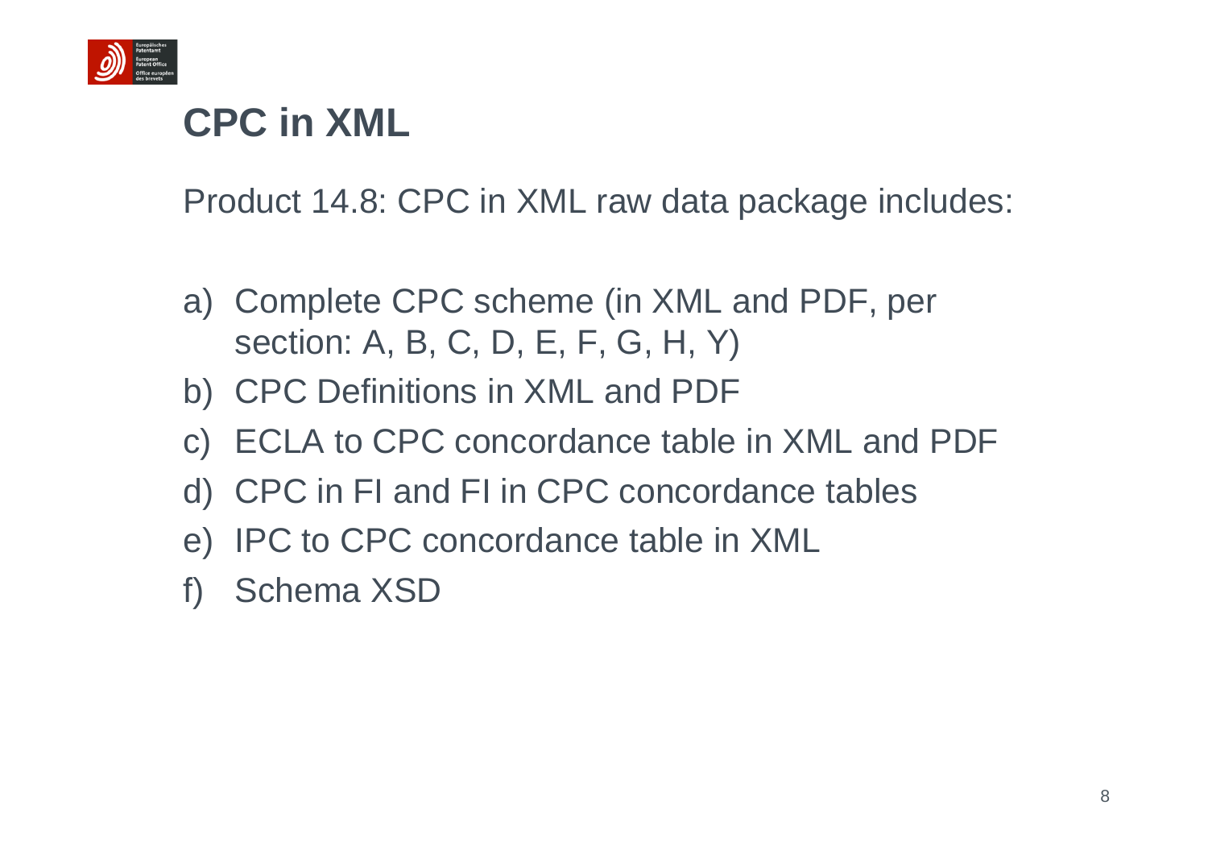# CPC in XML

Product 14.8: CPC in XML raw data package includes:

a) Complete CPC scheme (in XML and PDF, per section: A, B, C, D, E, F, G, H, Y)
b) CPC Definitions in XML and PDF
c) ECLA to CPC concordance table in XML and PDF
d) CPC in FI and FI in CPC concordance tables
e) IPC to CPC concordance table in XML
f) Schema XSD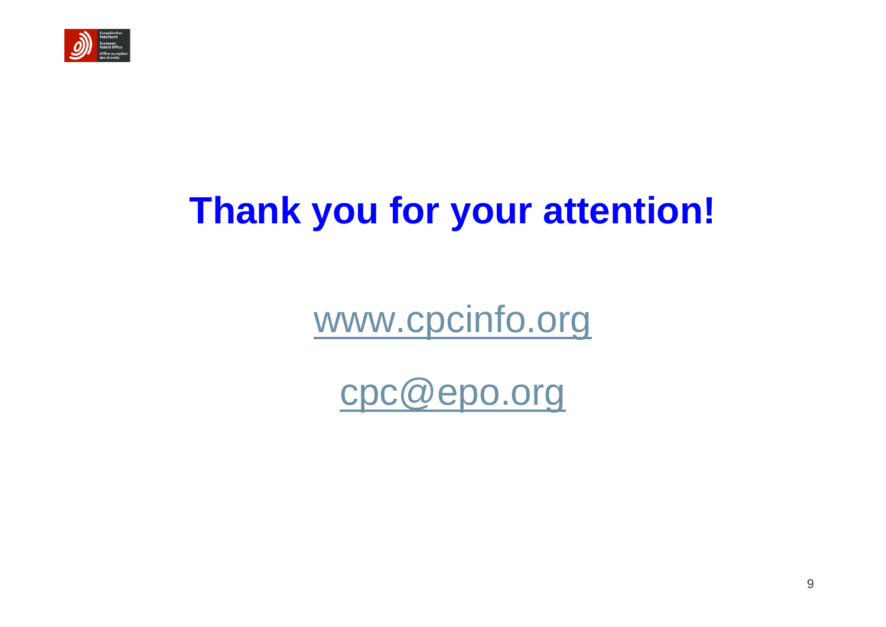# Thank you for your attention!

www.cpcinfo.org

cpc@epo.org